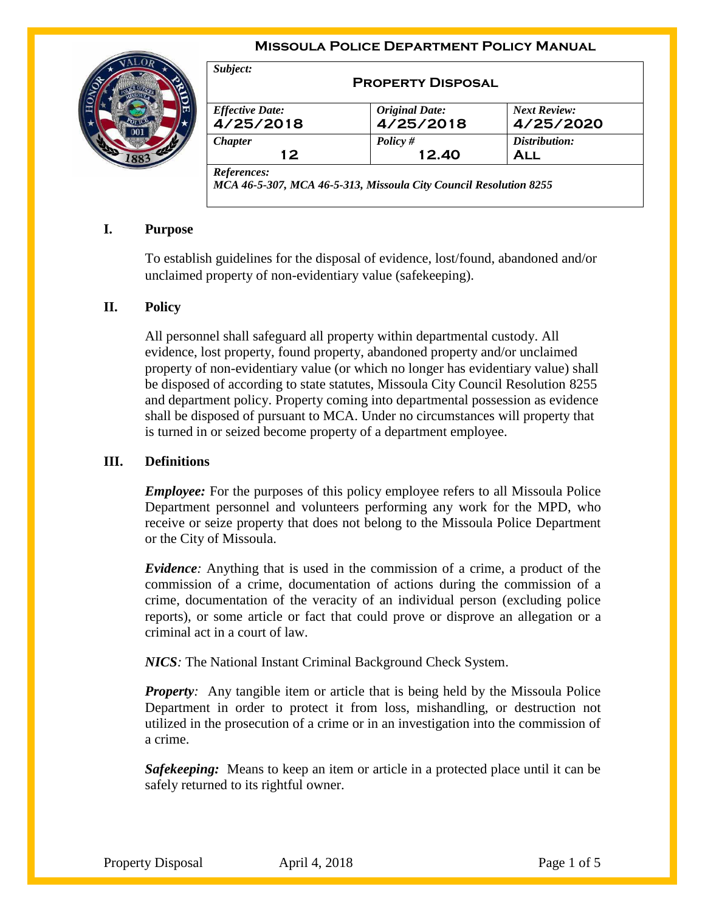# Missoula Police Department Policy Manual

| Subject: | | |
|---|---|---|
| **Property Disposal** | | |
| *Effective Date:* 4/25/2018 | *Original Date:* 4/25/2018 | *Next Review:* 4/25/2020 |
| *Chapter* 12 | *Policy #* 12.40 | *Distribution:* All |
| *References:* *MCA 46-5-307, MCA 46-5-313, Missoula City Council Resolution 8255* | | |

## I. Purpose

To establish guidelines for the disposal of evidence, lost/found, abandoned and/or unclaimed property of non-evidentiary value (safekeeping).

## II. Policy

All personnel shall safeguard all property within departmental custody. All evidence, lost property, found property, abandoned property and/or unclaimed property of non-evidentiary value (or which no longer has evidentiary value) shall be disposed of according to state statutes, Missoula City Council Resolution 8255 and department policy. Property coming into departmental possession as evidence shall be disposed of pursuant to MCA. Under no circumstances will property that is turned in or seized become property of a department employee.

## III. Definitions

***Employee:*** For the purposes of this policy employee refers to all Missoula Police Department personnel and volunteers performing any work for the MPD, who receive or seize property that does not belong to the Missoula Police Department or the City of Missoula.

***Evidence****:* Anything that is used in the commission of a crime, a product of the commission of a crime, documentation of actions during the commission of a crime, documentation of the veracity of an individual person (excluding police reports), or some article or fact that could prove or disprove an allegation or a criminal act in a court of law.

***NICS****:* The National Instant Criminal Background Check System.

***Property****:* Any tangible item or article that is being held by the Missoula Police Department in order to protect it from loss, mishandling, or destruction not utilized in the prosecution of a crime or in an investigation into the commission of a crime.

***Safekeeping:*** Means to keep an item or article in a protected place until it can be safely returned to its rightful owner.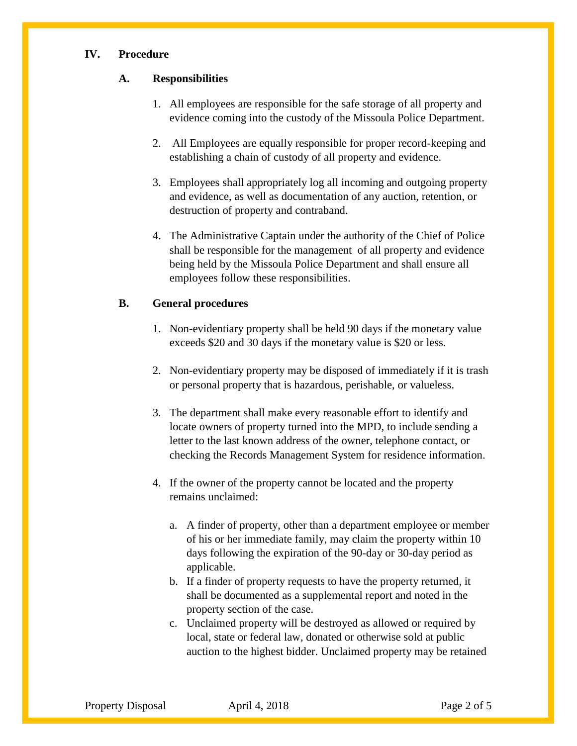## IV. Procedure

### A. Responsibilities

1. All employees are responsible for the safe storage of all property and evidence coming into the custody of the Missoula Police Department.

2. All Employees are equally responsible for proper record-keeping and establishing a chain of custody of all property and evidence.

3. Employees shall appropriately log all incoming and outgoing property and evidence, as well as documentation of any auction, retention, or destruction of property and contraband.

4. The Administrative Captain under the authority of the Chief of Police shall be responsible for the management of all property and evidence being held by the Missoula Police Department and shall ensure all employees follow these responsibilities.

### B. General procedures

1. Non-evidentiary property shall be held 90 days if the monetary value exceeds $20 and 30 days if the monetary value is $20 or less.

2. Non-evidentiary property may be disposed of immediately if it is trash or personal property that is hazardous, perishable, or valueless.

3. The department shall make every reasonable effort to identify and locate owners of property turned into the MPD, to include sending a letter to the last known address of the owner, telephone contact, or checking the Records Management System for residence information.

4. If the owner of the property cannot be located and the property remains unclaimed:

   a. A finder of property, other than a department employee or member of his or her immediate family, may claim the property within 10 days following the expiration of the 90-day or 30-day period as applicable.
   b. If a finder of property requests to have the property returned, it shall be documented as a supplemental report and noted in the property section of the case.
   c. Unclaimed property will be destroyed as allowed or required by local, state or federal law, donated or otherwise sold at public auction to the highest bidder. Unclaimed property may be retained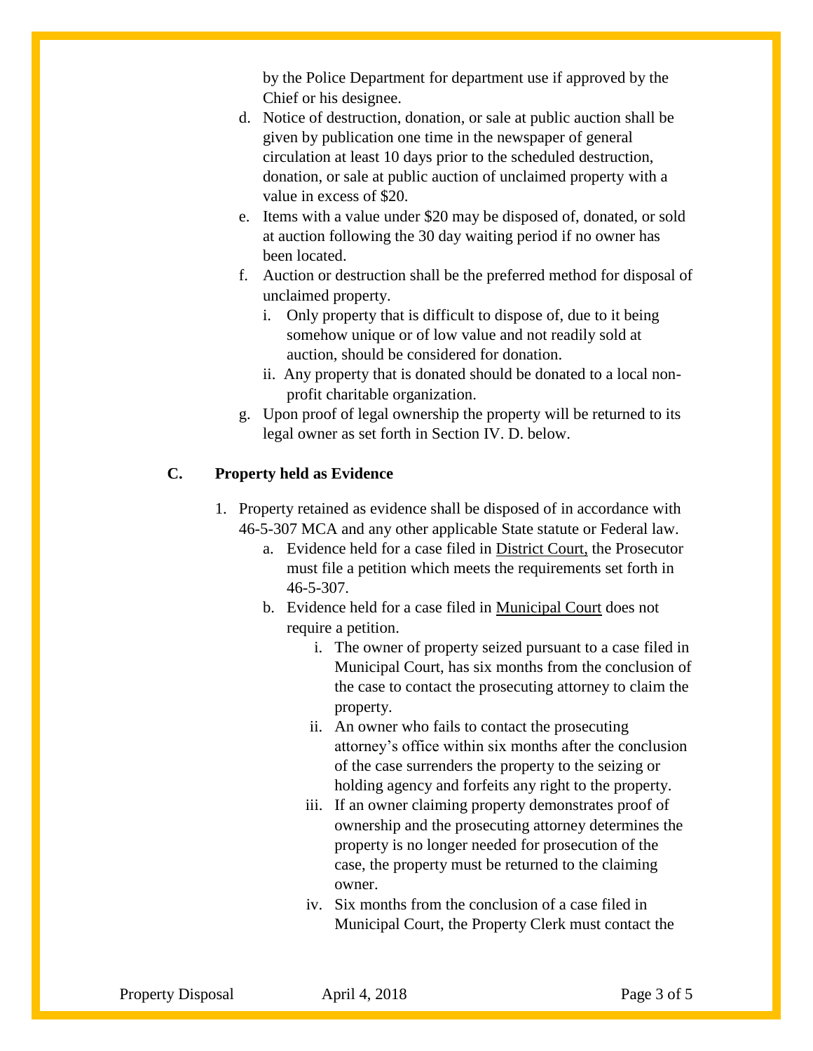by the Police Department for department use if approved by the Chief or his designee.

d. Notice of destruction, donation, or sale at public auction shall be given by publication one time in the newspaper of general circulation at least 10 days prior to the scheduled destruction, donation, or sale at public auction of unclaimed property with a value in excess of $20.

e. Items with a value under $20 may be disposed of, donated, or sold at auction following the 30 day waiting period if no owner has been located.

f. Auction or destruction shall be the preferred method for disposal of unclaimed property.

   i. Only property that is difficult to dispose of, due to it being somehow unique or of low value and not readily sold at auction, should be considered for donation.

   ii. Any property that is donated should be donated to a local non-profit charitable organization.

g. Upon proof of legal ownership the property will be returned to its legal owner as set forth in Section IV. D. below.

**C. Property held as Evidence**

1. Property retained as evidence shall be disposed of in accordance with 46-5-307 MCA and any other applicable State statute or Federal law.

   a. Evidence held for a case filed in <u>District Court,</u> the Prosecutor must file a petition which meets the requirements set forth in 46-5-307.

   b. Evidence held for a case filed in <u>Municipal Court</u> does not require a petition.

      i. The owner of property seized pursuant to a case filed in Municipal Court, has six months from the conclusion of the case to contact the prosecuting attorney to claim the property.

      ii. An owner who fails to contact the prosecuting attorney's office within six months after the conclusion of the case surrenders the property to the seizing or holding agency and forfeits any right to the property.

      iii. If an owner claiming property demonstrates proof of ownership and the prosecuting attorney determines the property is no longer needed for prosecution of the case, the property must be returned to the claiming owner.

      iv. Six months from the conclusion of a case filed in Municipal Court, the Property Clerk must contact the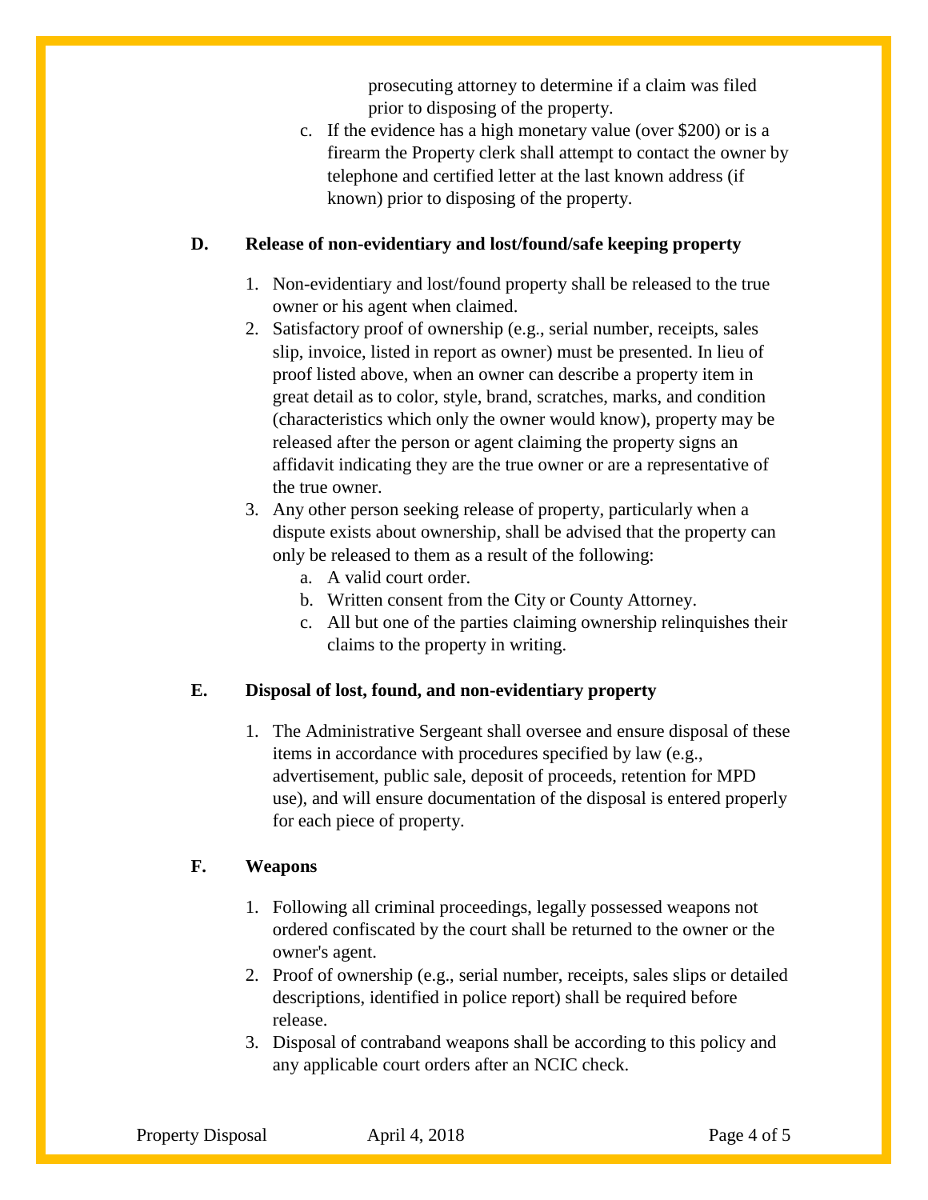prosecuting attorney to determine if a claim was filed prior to disposing of the property.

   c. If the evidence has a high monetary value (over $200) or is a firearm the Property clerk shall attempt to contact the owner by telephone and certified letter at the last known address (if known) prior to disposing of the property.

**D. Release of non-evidentiary and lost/found/safe keeping property**

1. Non-evidentiary and lost/found property shall be released to the true owner or his agent when claimed.
2. Satisfactory proof of ownership (e.g., serial number, receipts, sales slip, invoice, listed in report as owner) must be presented. In lieu of proof listed above, when an owner can describe a property item in great detail as to color, style, brand, scratches, marks, and condition (characteristics which only the owner would know), property may be released after the person or agent claiming the property signs an affidavit indicating they are the true owner or are a representative of the true owner.
3. Any other person seeking release of property, particularly when a dispute exists about ownership, shall be advised that the property can only be released to them as a result of the following:
   a. A valid court order.
   b. Written consent from the City or County Attorney.
   c. All but one of the parties claiming ownership relinquishes their claims to the property in writing.

**E. Disposal of lost, found, and non-evidentiary property**

1. The Administrative Sergeant shall oversee and ensure disposal of these items in accordance with procedures specified by law (e.g., advertisement, public sale, deposit of proceeds, retention for MPD use), and will ensure documentation of the disposal is entered properly for each piece of property.

**F. Weapons**

1. Following all criminal proceedings, legally possessed weapons not ordered confiscated by the court shall be returned to the owner or the owner's agent.
2. Proof of ownership (e.g., serial number, receipts, sales slips or detailed descriptions, identified in police report) shall be required before release.
3. Disposal of contraband weapons shall be according to this policy and any applicable court orders after an NCIC check.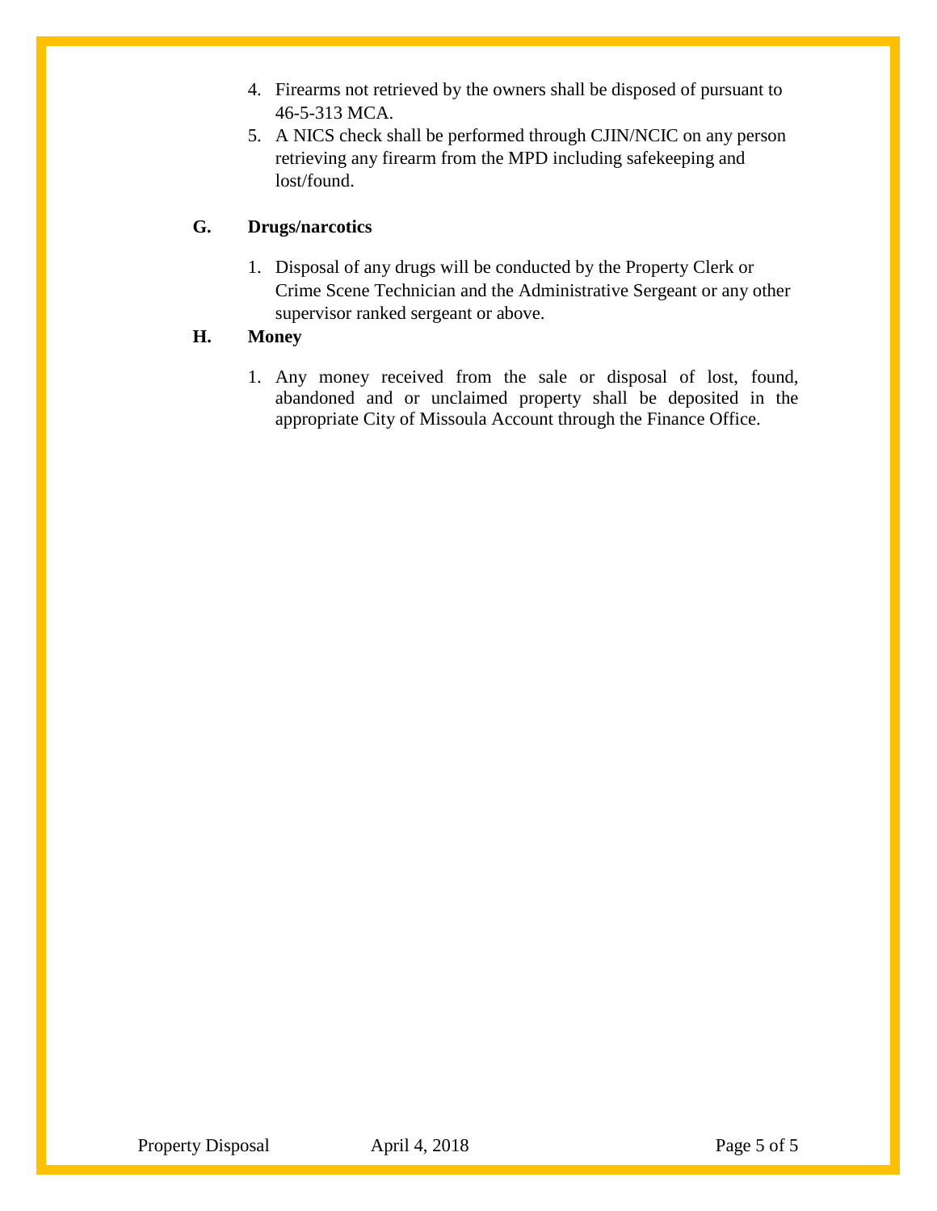4. Firearms not retrieved by the owners shall be disposed of pursuant to 46-5-313 MCA.
5. A NICS check shall be performed through CJIN/NCIC on any person retrieving any firearm from the MPD including safekeeping and lost/found.

**G. Drugs/narcotics**

1. Disposal of any drugs will be conducted by the Property Clerk or Crime Scene Technician and the Administrative Sergeant or any other supervisor ranked sergeant or above.

**H. Money**

1. Any money received from the sale or disposal of lost, found, abandoned and or unclaimed property shall be deposited in the appropriate City of Missoula Account through the Finance Office.